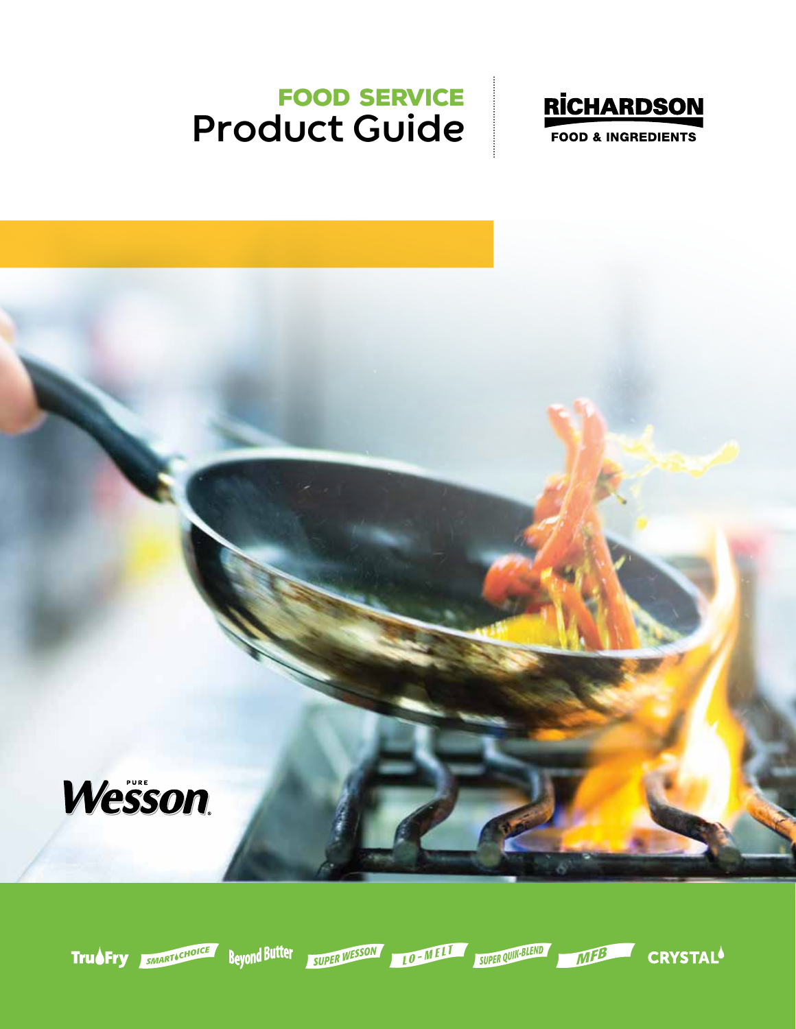# FOOD SERVICE Product Guide

RICHARDSON FOOD & INGREDIENTS

PURE Wesson

TruFry SMART CHOICE Beyond Butter SUPER WESSON LO-MELT SUPER QUIK-BLEND MFB CRYSTAL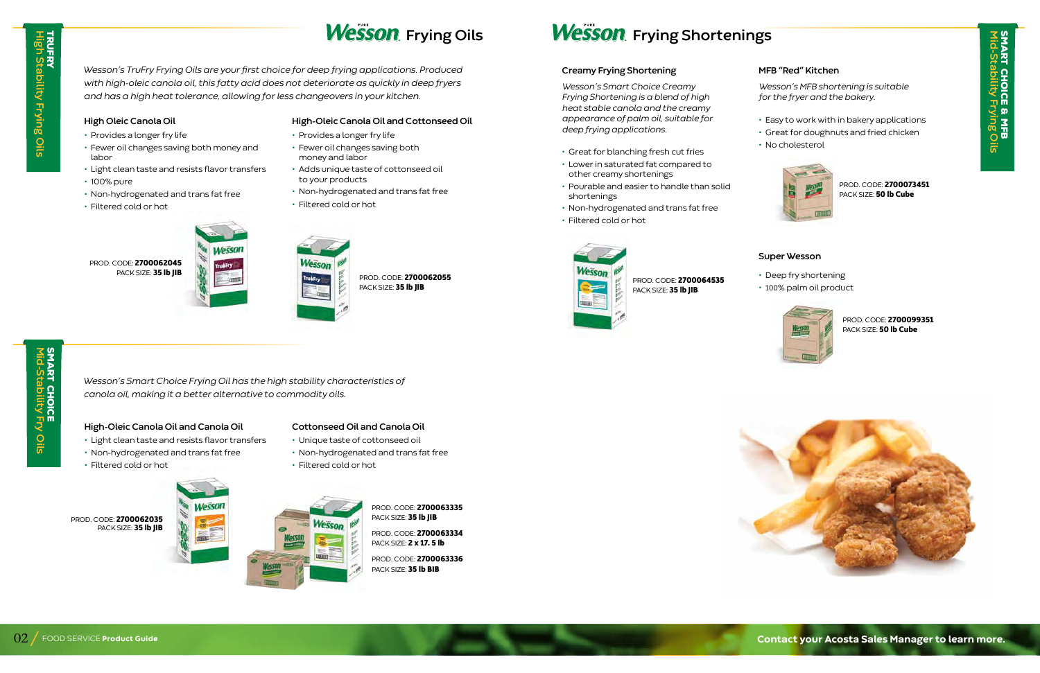# Wesson Frying Oils

## TRUFRY High Stability Frying Oils

*Wesson's TruFry Frying Oils are your first choice for deep frying applications. Produced with high-oleic canola oil, this fatty acid does not deteriorate as quickly in deep fryers and has a high heat tolerance, allowing for less changeovers in your kitchen.*

### High Oleic Canola Oil

- Provides a longer fry life
- Fewer oil changes saving both money and labor
- Light clean taste and resists flavor transfers
- 100% pure
- Non-hydrogenated and trans fat free
- Filtered cold or hot

PROD. CODE: **2700062045**
PACK SIZE: **35 lb JIB**

### High-Oleic Canola Oil and Cottonseed Oil

- Provides a longer fry life
- Fewer oil changes saving both money and labor
- Adds unique taste of cottonseed oil to your products
- Non-hydrogenated and trans fat free
- Filtered cold or hot

PROD. CODE: **2700062055**
PACK SIZE: **35 lb JIB**

## SMART CHOICE Mid-Stability Fry Oils

*Wesson's Smart Choice Frying Oil has the high stability characteristics of canola oil, making it a better alternative to commodity oils.*

### High-Oleic Canola Oil and Canola Oil

- Light clean taste and resists flavor transfers
- Non-hydrogenated and trans fat free
- Filtered cold or hot

PROD. CODE: **2700062035**
PACK SIZE: **35 lb JIB**

### Cottonseed Oil and Canola Oil

- Unique taste of cottonseed oil
- Non-hydrogenated and trans fat free
- Filtered cold or hot

PROD. CODE: **2700063335**
PACK SIZE: **35 lb JIB**

PROD. CODE: **2700063334**
PACK SIZE: **2 x 17. 5 lb**

PROD. CODE: **2700063336**
PACK SIZE: **35 lb BIB**

# Wesson Frying Shortenings

## SMART CHOICE & MFB Mid-Stability Frying Oils

### Creamy Frying Shortening

*Wesson's Smart Choice Creamy Frying Shortening is a blend of high heat stable canola oil and the creamy appearance of palm oil, suitable for deep frying applications.*

- Great for blanching fresh cut fries
- Lower in saturated fat compared to other creamy shortenings
- Pourable and easier to handle than solid shortenings
- Non-hydrogenated and trans fat free
- Filtered cold or hot

PROD. CODE: **2700064535**
PACK SIZE: **35 lb JIB**

### MFB "Red" Kitchen

*Wesson's MFB shortening is suitable for the fryer and the bakery.*

- Easy to work with in bakery applications
- Great for doughnuts and fried chicken
- No cholesterol

PROD. CODE: **2700073451**
PACK SIZE: **50 lb Cube**

### Super Wesson

- Deep fry shortening
- 100% palm oil product

PROD. CODE: **2700099351**
PACK SIZE: **50 lb Cube**

**Contact your Acosta Sales Manager to learn more.**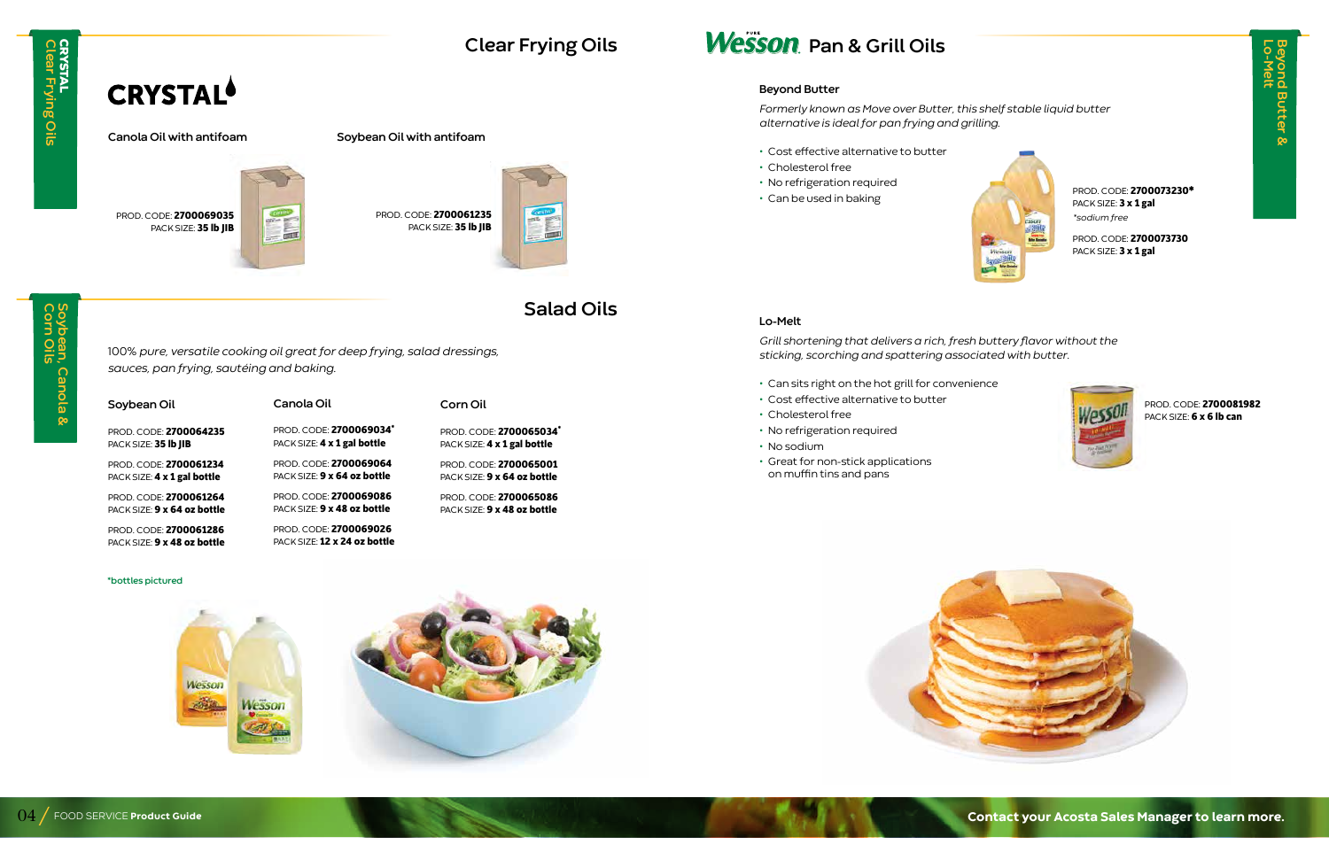# Clear Frying Oils

## CRYSTAL

### Canola Oil with antifoam

PROD. CODE: **2700069035**
PACK SIZE: **35 lb JIB**

### Soybean Oil with antifoam

PROD. CODE: **2700061235**
PACK SIZE: **35 lb JIB**

# Salad Oils

*100% pure, versatile cooking oil great for deep frying, salad dressings, sauces, pan frying, sautéing and baking.*

### Soybean Oil

PROD. CODE: **2700064235**
PACK SIZE: **35 lb JIB**

PROD. CODE: **2700061234**
PACK SIZE: **4 x 1 gal bottle**

PROD. CODE: **2700061264**
PACK SIZE: **9 x 64 oz bottle**

PROD. CODE: **2700061286**
PACK SIZE: **9 x 48 oz bottle**

### Canola Oil

PROD. CODE: **2700069034***
PACK SIZE: **4 x 1 gal bottle**

PROD. CODE: **2700069064**
PACK SIZE: **9 x 64 oz bottle**

PROD. CODE: **2700069086**
PACK SIZE: **9 x 48 oz bottle**

PROD. CODE: **2700069026**
PACK SIZE: **12 x 24 oz bottle**

### Corn Oil

PROD. CODE: **2700065034***
PACK SIZE: **4 x 1 gal bottle**

PROD. CODE: **2700065001**
PACK SIZE: **9 x 64 oz bottle**

PROD. CODE: **2700065086**
PACK SIZE: **9 x 48 oz bottle**

*bottles pictured

# Wesson Pan & Grill Oils

### Beyond Butter

*Formerly known as Move over Butter, this shelf stable liquid butter alternative is ideal for pan frying and grilling.*

- Cost effective alternative to butter
- Cholesterol free
- No refrigeration required
- Can be used in baking

PROD. CODE: **2700073230***
PACK SIZE: **3 x 1 gal**
*sodium free*

PROD. CODE: **2700073730**
PACK SIZE: **3 x 1 gal**

### Lo-Melt

*Grill shortening that delivers a rich, fresh buttery flavor without the sticking, scorching and spattering associated with butter.*

- Can sits right on the hot grill for convenience
- Cost effective alternative to butter
- Cholesterol free
- No refrigeration required
- No sodium
- Great for non-stick applications on muffin tins and pans

PROD. CODE: **2700081982**
PACK SIZE: **6 x 6 lb can**

**Contact your Acosta Sales Manager to learn more.**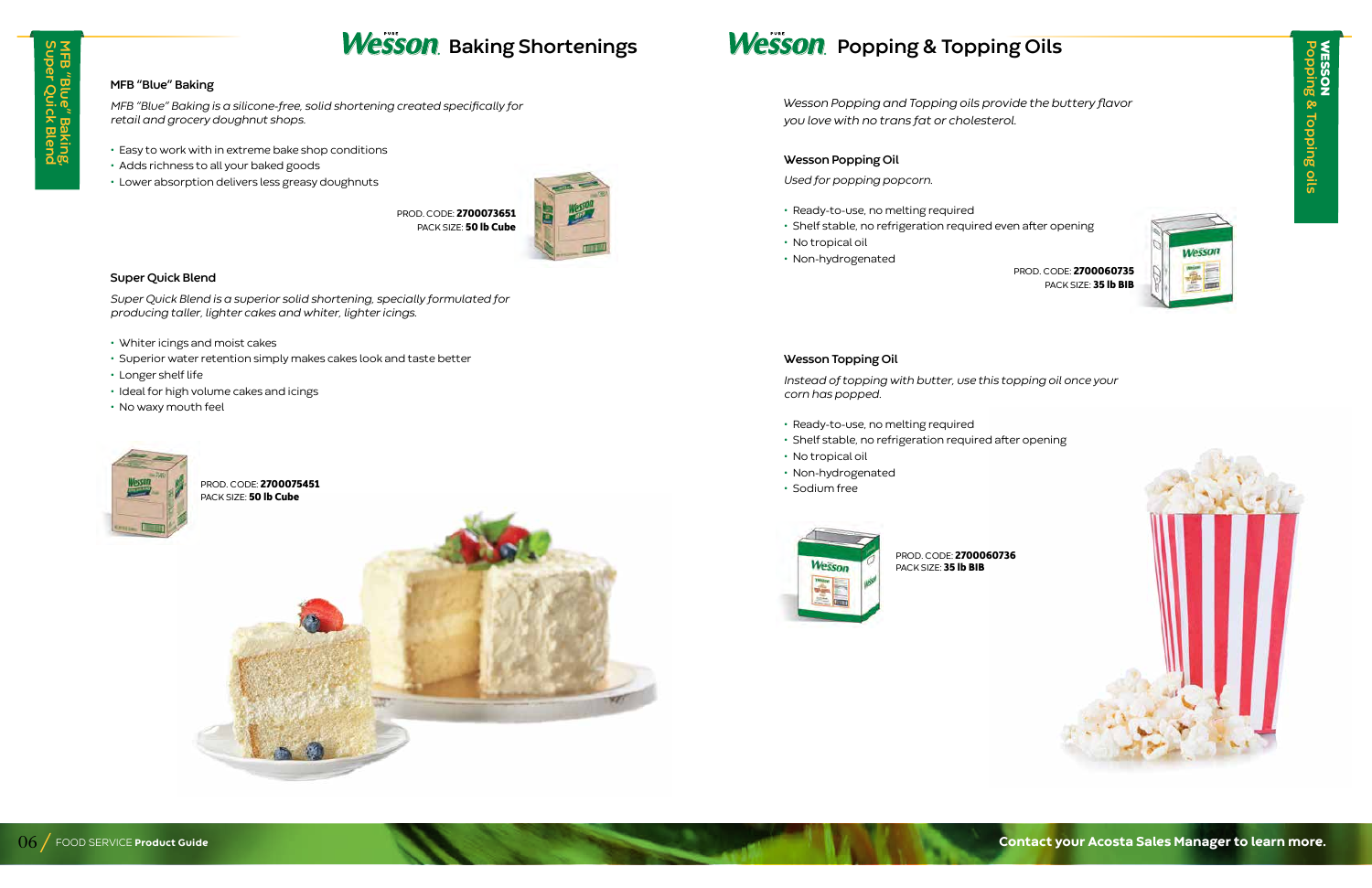# Wesson Baking Shortenings

### MFB "Blue" Baking

*MFB "Blue" Baking is a silicone-free, solid shortening created specifically for retail and grocery doughnut shops.*

- Easy to work with in extreme bake shop conditions
- Adds richness to all your baked goods
- Lower absorption delivers less greasy doughnuts

PROD. CODE: **2700073651**
PACK SIZE: **50 lb Cube**

### Super Quick Blend

*Super Quick Blend is a superior solid shortening, specially formulated for producing taller, lighter cakes and whiter, lighter icings.*

- Whiter icings and moist cakes
- Superior water retention simply makes cakes look and taste better
- Longer shelf life
- Ideal for high volume cakes and icings
- No waxy mouth feel

PROD. CODE: **2700075451**
PACK SIZE: **50 lb Cube**

# Wesson Popping & Topping Oils

*Wesson Popping and Topping oils provide the buttery flavor you love with no trans fat or cholesterol.*

### Wesson Popping Oil

*Used for popping popcorn.*

- Ready-to-use, no melting required
- Shelf stable, no refrigeration required even after opening
- No tropical oil
- Non-hydrogenated

PROD. CODE: **2700060735**
PACK SIZE: **35 lb BIB**

### Wesson Topping Oil

*Instead of topping with butter, use this topping oil once your corn has popped.*

- Ready-to-use, no melting required
- Shelf stable, no refrigeration required after opening
- No tropical oil
- Non-hydrogenated
- Sodium free

PROD. CODE: **2700060736**
PACK SIZE: **35 lb BIB**

**Contact your Acosta Sales Manager to learn more.**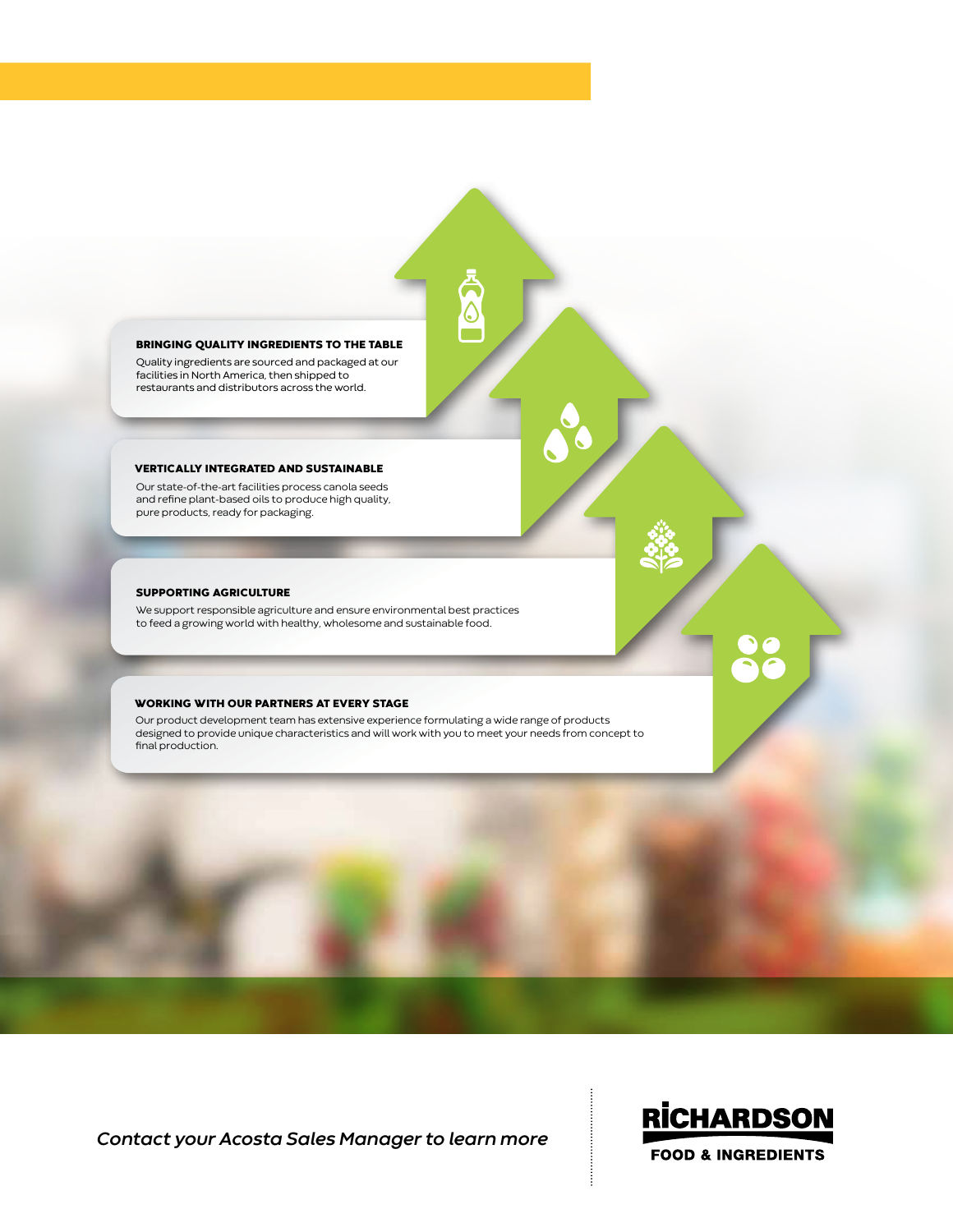### BRINGING QUALITY INGREDIENTS TO THE TABLE

Quality ingredients are sourced and packaged at our facilities in North America, then shipped to restaurants and distributors across the world.

### VERTICALLY INTEGRATED AND SUSTAINABLE

Our state-of-the-art facilities process canola seeds and refine plant-based oils to produce high quality, pure products, ready for packaging.

### SUPPORTING AGRICULTURE

We support responsible agriculture and ensure environmental best practices to feed a growing world with healthy, wholesome and sustainable food.

### WORKING WITH OUR PARTNERS AT EVERY STAGE

Our product development team has extensive experience formulating a wide range of products designed to provide unique characteristics and will work with you to meet your needs from concept to final production.

*Contact your Acosta Sales Manager to learn more*

RICHARDSON
FOOD & INGREDIENTS